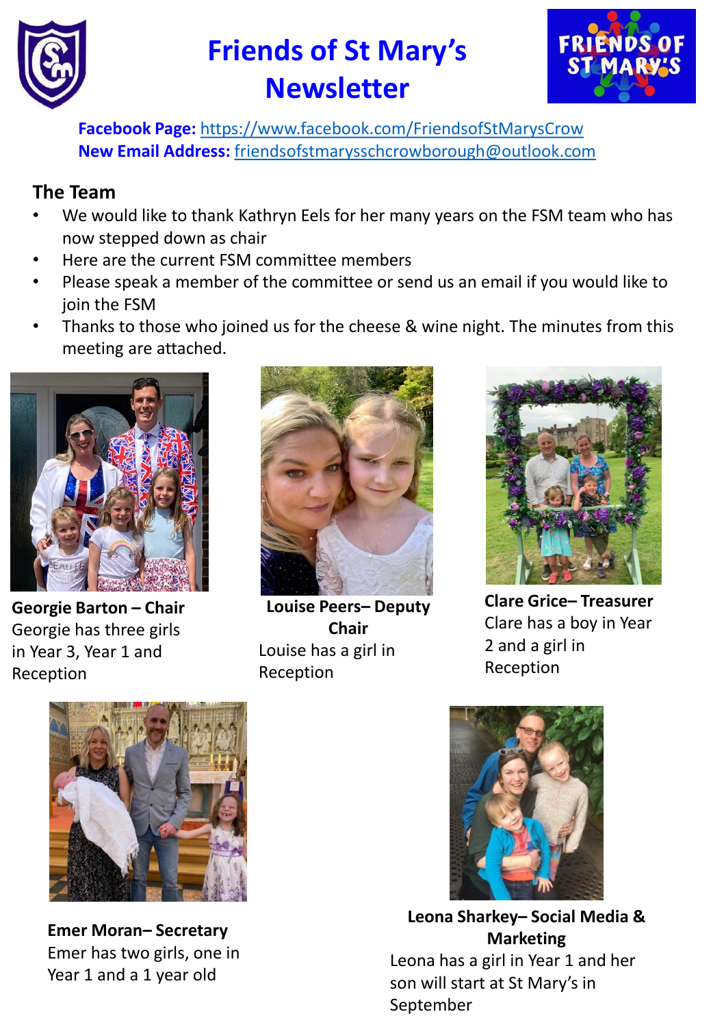# Friends of St Mary's Newsletter

**Facebook Page:** https://www.facebook.com/FriendsofStMarysCrow
**New Email Address:** friendsofstmarysschcrowborough@outlook.com

## The Team

- We would like to thank Kathryn Eels for her many years on the FSM team who has now stepped down as chair
- Here are the current FSM committee members
- Please speak a member of the committee or send us an email if you would like to join the FSM
- Thanks to those who joined us for the cheese & wine night. The minutes from this meeting are attached.

**Georgie Barton – Chair**
Georgie has three girls in Year 3, Year 1 and Reception

**Louise Peers– Deputy Chair**
Louise has a girl in Reception

**Clare Grice– Treasurer**
Clare has a boy in Year 2 and a girl in Reception

**Emer Moran– Secretary**
Emer has two girls, one in Year 1 and a 1 year old

**Leona Sharkey– Social Media & Marketing**
Leona has a girl in Year 1 and her son will start at St Mary's in September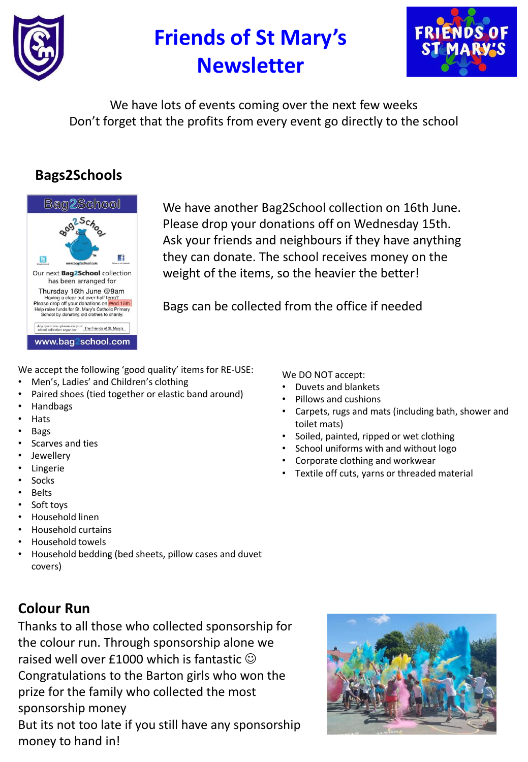# Friends of St Mary's Newsletter

We have lots of events coming over the next few weeks
Don't forget that the profits from every event go directly to the school

## Bags2Schools

We have another Bag2School collection on 16th June. Please drop your donations off on Wednesday 15th. Ask your friends and neighbours if they have anything they can donate. The school receives money on the weight of the items, so the heavier the better!

Bags can be collected from the office if needed

We accept the following 'good quality' items for RE-USE:

- Men's, Ladies' and Children's clothing
- Paired shoes (tied together or elastic band around)
- Handbags
- Hats
- Bags
- Scarves and ties
- Jewellery
- Lingerie
- Socks
- Belts
- Soft toys
- Household linen
- Household curtains
- Household towels
- Household bedding (bed sheets, pillow cases and duvet covers)

We DO NOT accept:

- Duvets and blankets
- Pillows and cushions
- Carpets, rugs and mats (including bath, shower and toilet mats)
- Soiled, painted, ripped or wet clothing
- School uniforms with and without logo
- Corporate clothing and workwear
- Textile off cuts, yarns or threaded material

## Colour Run

Thanks to all those who collected sponsorship for the colour run. Through sponsorship alone we raised well over £1000 which is fantastic ☺
Congratulations to the Barton girls who won the prize for the family who collected the most sponsorship money
But its not too late if you still have any sponsorship money to hand in!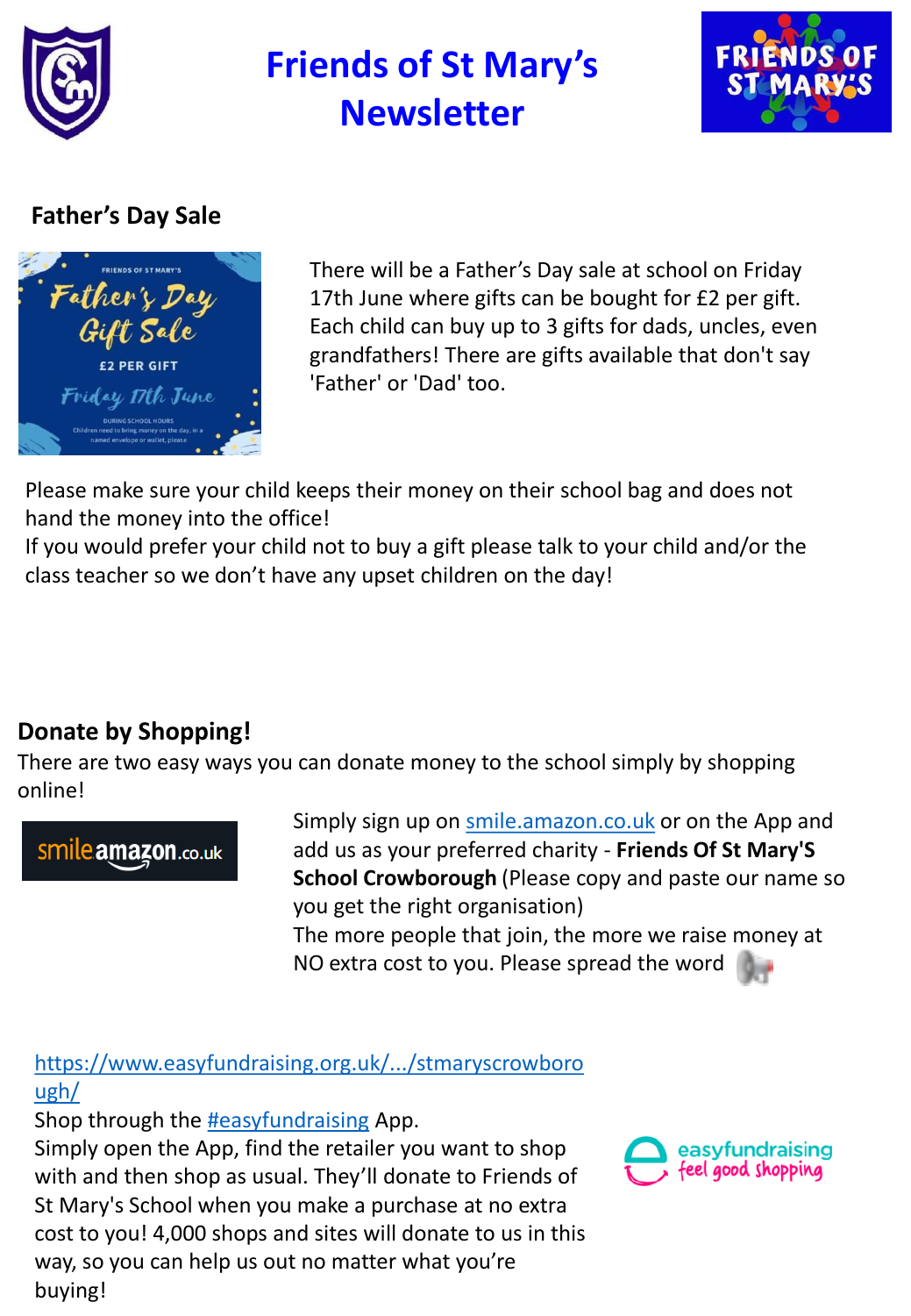# Friends of St Mary's Newsletter

## Father's Day Sale

There will be a Father's Day sale at school on Friday 17th June where gifts can be bought for £2 per gift. Each child can buy up to 3 gifts for dads, uncles, even grandfathers! There are gifts available that don't say 'Father' or 'Dad' too.

Please make sure your child keeps their money on their school bag and does not hand the money into the office!
If you would prefer your child not to buy a gift please talk to your child and/or the class teacher so we don't have any upset children on the day!

## Donate by Shopping!

There are two easy ways you can donate money to the school simply by shopping online!

Simply sign up on smile.amazon.co.uk or on the App and add us as your preferred charity - **Friends Of St Mary'S School Crowborough** (Please copy and paste our name so you get the right organisation)
The more people that join, the more we raise money at NO extra cost to you. Please spread the word

https://www.easyfundraising.org.uk/.../stmaryscrowborough/
Shop through the #easyfundraising App.
Simply open the App, find the retailer you want to shop with and then shop as usual. They'll donate to Friends of St Mary's School when you make a purchase at no extra cost to you! 4,000 shops and sites will donate to us in this way, so you can help us out no matter what you're buying!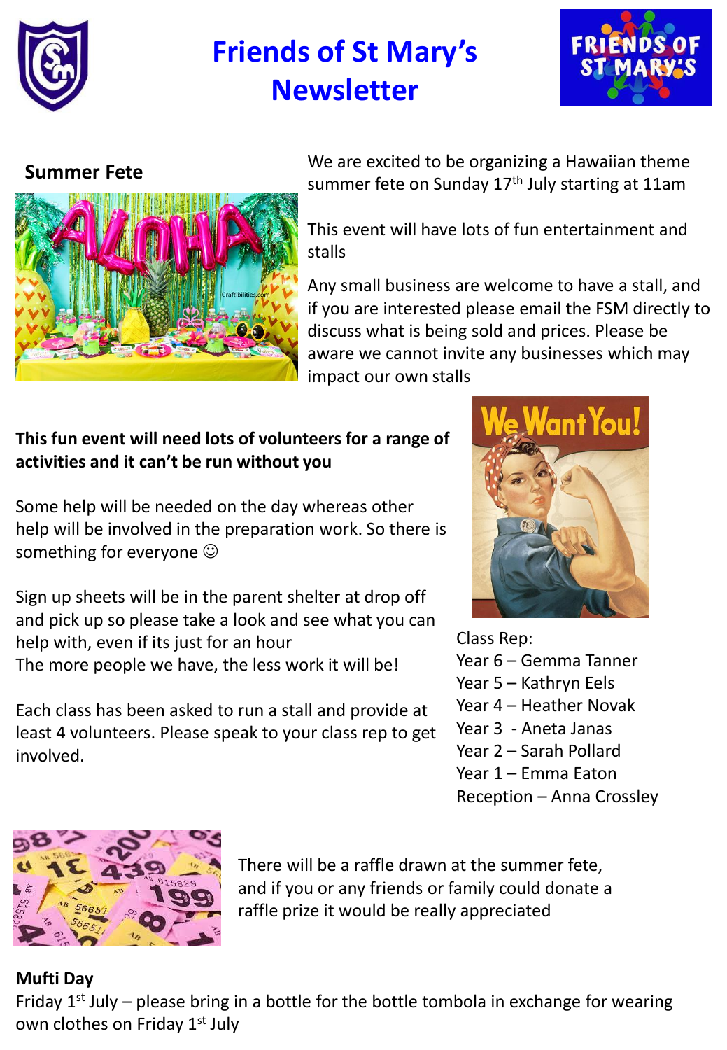# Friends of St Mary's Newsletter

## Summer Fete

We are excited to be organizing a Hawaiian theme summer fete on Sunday 17th July starting at 11am

This event will have lots of fun entertainment and stalls

Any small business are welcome to have a stall, and if you are interested please email the FSM directly to discuss what is being sold and prices. Please be aware we cannot invite any businesses which may impact our own stalls

**This fun event will need lots of volunteers for a range of activities and it can't be run without you**

Some help will be needed on the day whereas other help will be involved in the preparation work. So there is something for everyone ☺

Sign up sheets will be in the parent shelter at drop off and pick up so please take a look and see what you can help with, even if its just for an hour
The more people we have, the less work it will be!

Each class has been asked to run a stall and provide at least 4 volunteers. Please speak to your class rep to get involved.

Class Rep:
Year 6 – Gemma Tanner
Year 5 – Kathryn Eels
Year 4 – Heather Novak
Year 3 - Aneta Janas
Year 2 – Sarah Pollard
Year 1 – Emma Eaton
Reception – Anna Crossley

There will be a raffle drawn at the summer fete, and if you or any friends or family could donate a raffle prize it would be really appreciated

**Mufti Day**
Friday 1st July – please bring in a bottle for the bottle tombola in exchange for wearing own clothes on Friday 1st July